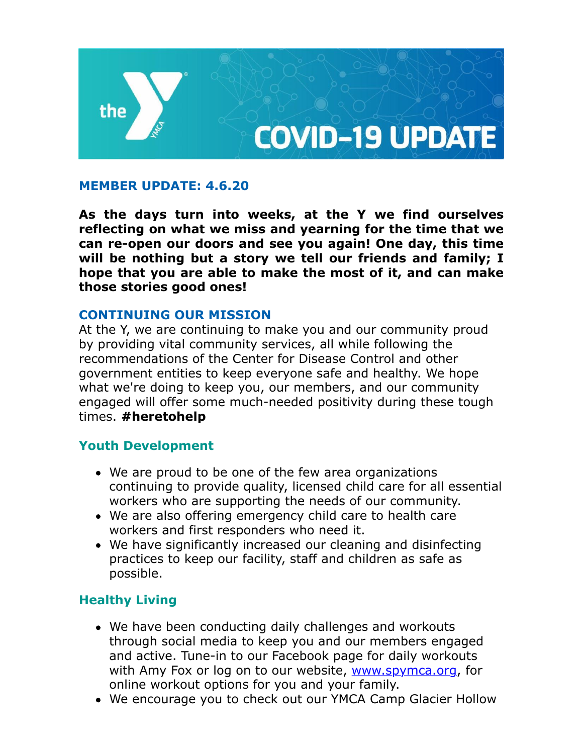# COVID-19 UPDATE

## MEMBER UPDATE: 4.6.20

**As the days turn into weeks, at the Y we find ourselves reflecting on what we miss and yearning for the time that we can re-open our doors and see you again! One day, this time will be nothing but a story we tell our friends and family; I hope that you are able to make the most of it, and can make those stories good ones!**

## CONTINUING OUR MISSION

At the Y, we are continuing to make you and our community proud by providing vital community services, all while following the recommendations of the Center for Disease Control and other government entities to keep everyone safe and healthy. We hope what we're doing to keep you, our members, and our community engaged will offer some much-needed positivity during these tough times. **#heretohelp**

### Youth Development

- We are proud to be one of the few area organizations continuing to provide quality, licensed child care for all essential workers who are supporting the needs of our community.
- We are also offering emergency child care to health care workers and first responders who need it.
- We have significantly increased our cleaning and disinfecting practices to keep our facility, staff and children as safe as possible.

### Healthy Living

- We have been conducting daily challenges and workouts through social media to keep you and our members engaged and active. Tune-in to our Facebook page for daily workouts with Amy Fox or log on to our website, [www.spymca.org](http://www.spymca.org), for online workout options for you and your family.
- We encourage you to check out our YMCA Camp Glacier Hollow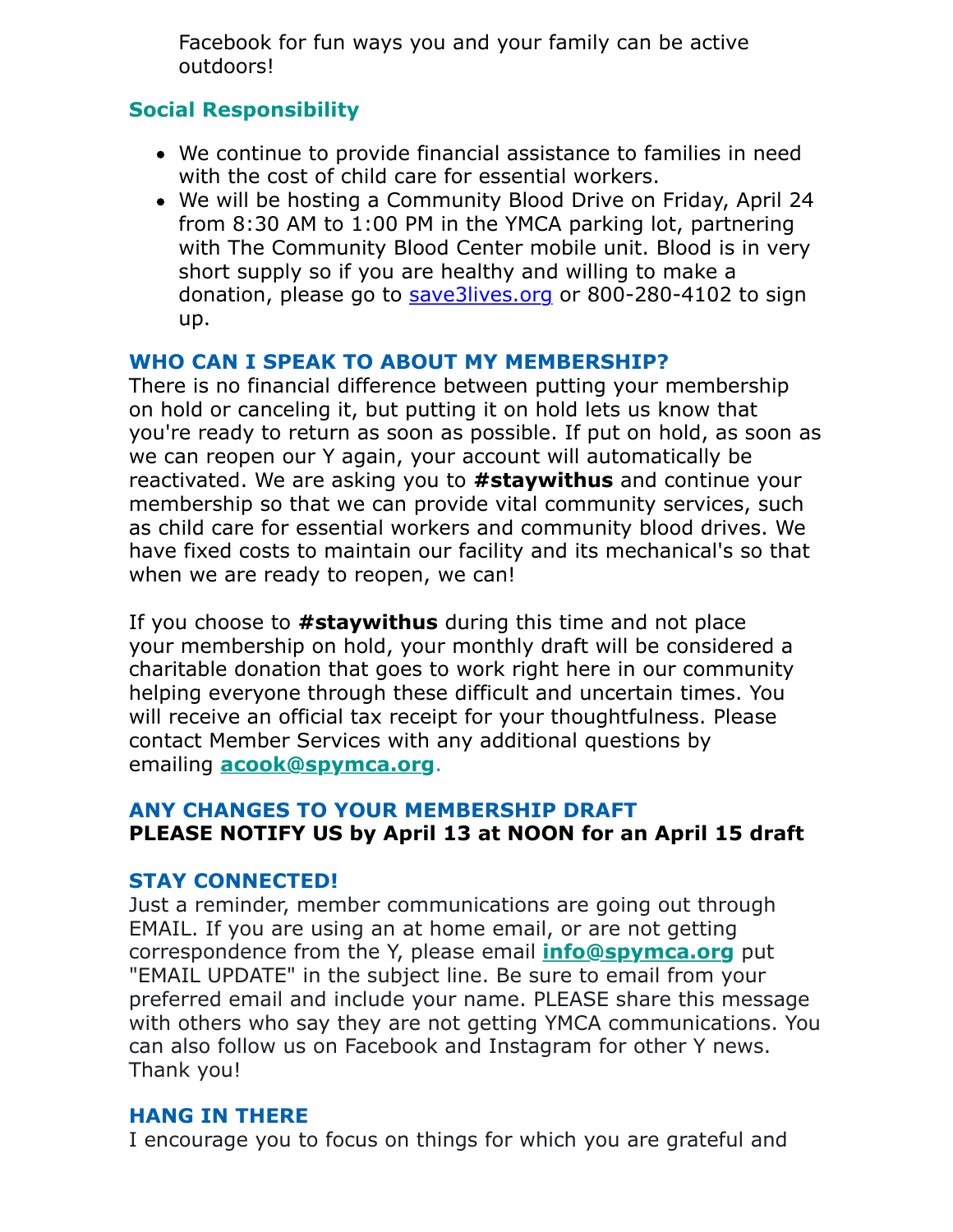Facebook for fun ways you and your family can be active outdoors!

### Social Responsibility

- We continue to provide financial assistance to families in need with the cost of child care for essential workers.
- We will be hosting a Community Blood Drive on Friday, April 24 from 8:30 AM to 1:00 PM in the YMCA parking lot, partnering with The Community Blood Center mobile unit. Blood is in very short supply so if you are healthy and willing to make a donation, please go to save3lives.org or 800-280-4102 to sign up.

### WHO CAN I SPEAK TO ABOUT MY MEMBERSHIP?

There is no financial difference between putting your membership on hold or canceling it, but putting it on hold lets us know that you're ready to return as soon as possible. If put on hold, as soon as we can reopen our Y again, your account will automatically be reactivated. We are asking you to **#staywithus** and continue your membership so that we can provide vital community services, such as child care for essential workers and community blood drives. We have fixed costs to maintain our facility and its mechanical's so that when we are ready to reopen, we can!

If you choose to **#staywithus** during this time and not place your membership on hold, your monthly draft will be considered a charitable donation that goes to work right here in our community helping everyone through these difficult and uncertain times. You will receive an official tax receipt for your thoughtfulness. Please contact Member Services with any additional questions by emailing **acook@spymca.org**.

### ANY CHANGES TO YOUR MEMBERSHIP DRAFT

**PLEASE NOTIFY US by April 13 at NOON for an April 15 draft**

### STAY CONNECTED!

Just a reminder, member communications are going out through EMAIL. If you are using an at home email, or are not getting correspondence from the Y, please email **info@spymca.org** put "EMAIL UPDATE" in the subject line. Be sure to email from your preferred email and include your name. PLEASE share this message with others who say they are not getting YMCA communications. You can also follow us on Facebook and Instagram for other Y news. Thank you!

### HANG IN THERE

I encourage you to focus on things for which you are grateful and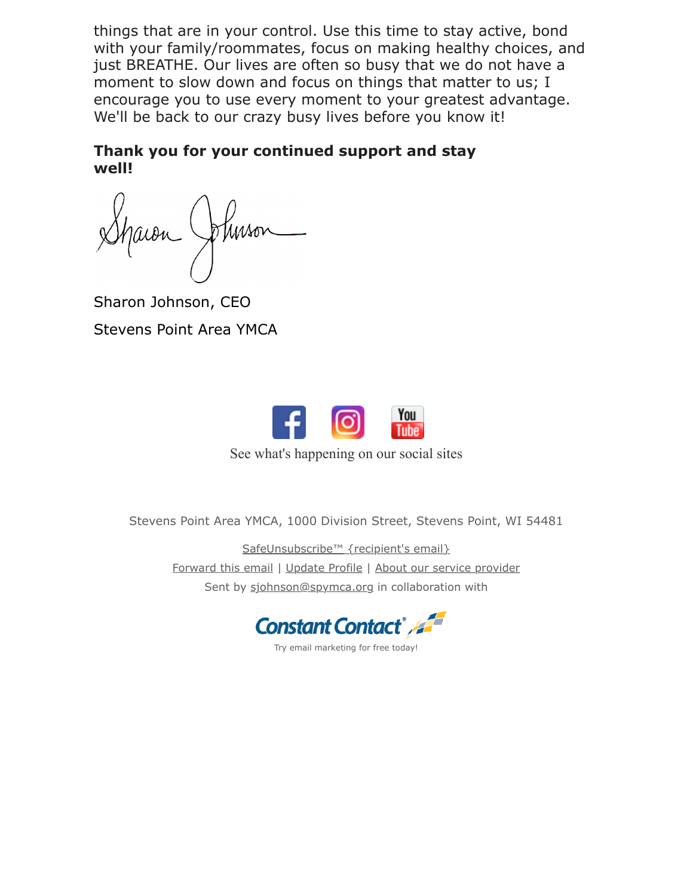things that are in your control. Use this time to stay active, bond with your family/roommates, focus on making healthy choices, and just BREATHE. Our lives are often so busy that we do not have a moment to slow down and focus on things that matter to us; I encourage you to use every moment to your greatest advantage. We'll be back to our crazy busy lives before you know it!

**Thank you for your continued support and stay well!**

Sharon Johnson, CEO

Stevens Point Area YMCA

See what's happening on our social sites

Stevens Point Area YMCA, 1000 Division Street, Stevens Point, WI 54481

SafeUnsubscribe™ {recipient's email}

Forward this email | Update Profile | About our service provider

Sent by sjohnson@spymca.org in collaboration with

Constant Contact®

Try email marketing for free today!